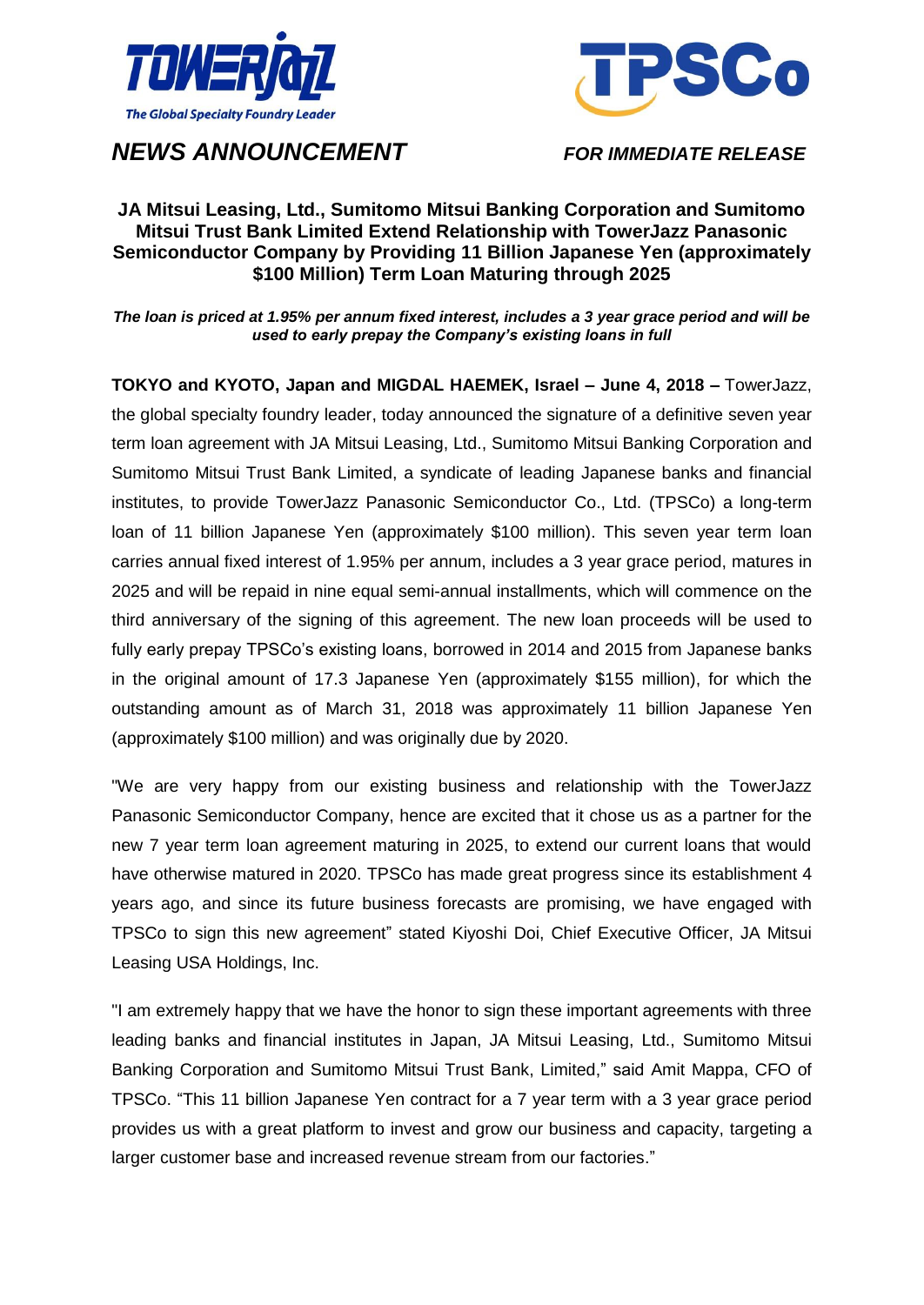TowerJazz – The Global Specialty Foundry Leader

TPSCo

*NEWS ANNOUNCEMENT*

*FOR IMMEDIATE RELEASE*

# JA Mitsui Leasing, Ltd., Sumitomo Mitsui Banking Corporation and Sumitomo Mitsui Trust Bank Limited Extend Relationship with TowerJazz Panasonic Semiconductor Company by Providing 11 Billion Japanese Yen (approximately $100 Million) Term Loan Maturing through 2025

***The loan is priced at 1.95% per annum fixed interest, includes a 3 year grace period and will be used to early prepay the Company's existing loans in full***

**TOKYO and KYOTO, Japan and MIGDAL HAEMEK, Israel – June 4, 2018 –** TowerJazz, the global specialty foundry leader, today announced the signature of a definitive seven year term loan agreement with JA Mitsui Leasing, Ltd., Sumitomo Mitsui Banking Corporation and Sumitomo Mitsui Trust Bank Limited, a syndicate of leading Japanese banks and financial institutes, to provide TowerJazz Panasonic Semiconductor Co., Ltd. (TPSCo) a long-term loan of 11 billion Japanese Yen (approximately $100 million). This seven year term loan carries annual fixed interest of 1.95% per annum, includes a 3 year grace period, matures in 2025 and will be repaid in nine equal semi-annual installments, which will commence on the third anniversary of the signing of this agreement. The new loan proceeds will be used to fully early prepay TPSCo's existing loans, borrowed in 2014 and 2015 from Japanese banks in the original amount of 17.3 Japanese Yen (approximately $155 million), for which the outstanding amount as of March 31, 2018 was approximately 11 billion Japanese Yen (approximately $100 million) and was originally due by 2020.

"We are very happy from our existing business and relationship with the TowerJazz Panasonic Semiconductor Company, hence are excited that it chose us as a partner for the new 7 year term loan agreement maturing in 2025, to extend our current loans that would have otherwise matured in 2020. TPSCo has made great progress since its establishment 4 years ago, and since its future business forecasts are promising, we have engaged with TPSCo to sign this new agreement" stated Kiyoshi Doi, Chief Executive Officer, JA Mitsui Leasing USA Holdings, Inc.

"I am extremely happy that we have the honor to sign these important agreements with three leading banks and financial institutes in Japan, JA Mitsui Leasing, Ltd., Sumitomo Mitsui Banking Corporation and Sumitomo Mitsui Trust Bank, Limited," said Amit Mappa, CFO of TPSCo. "This 11 billion Japanese Yen contract for a 7 year term with a 3 year grace period provides us with a great platform to invest and grow our business and capacity, targeting a larger customer base and increased revenue stream from our factories."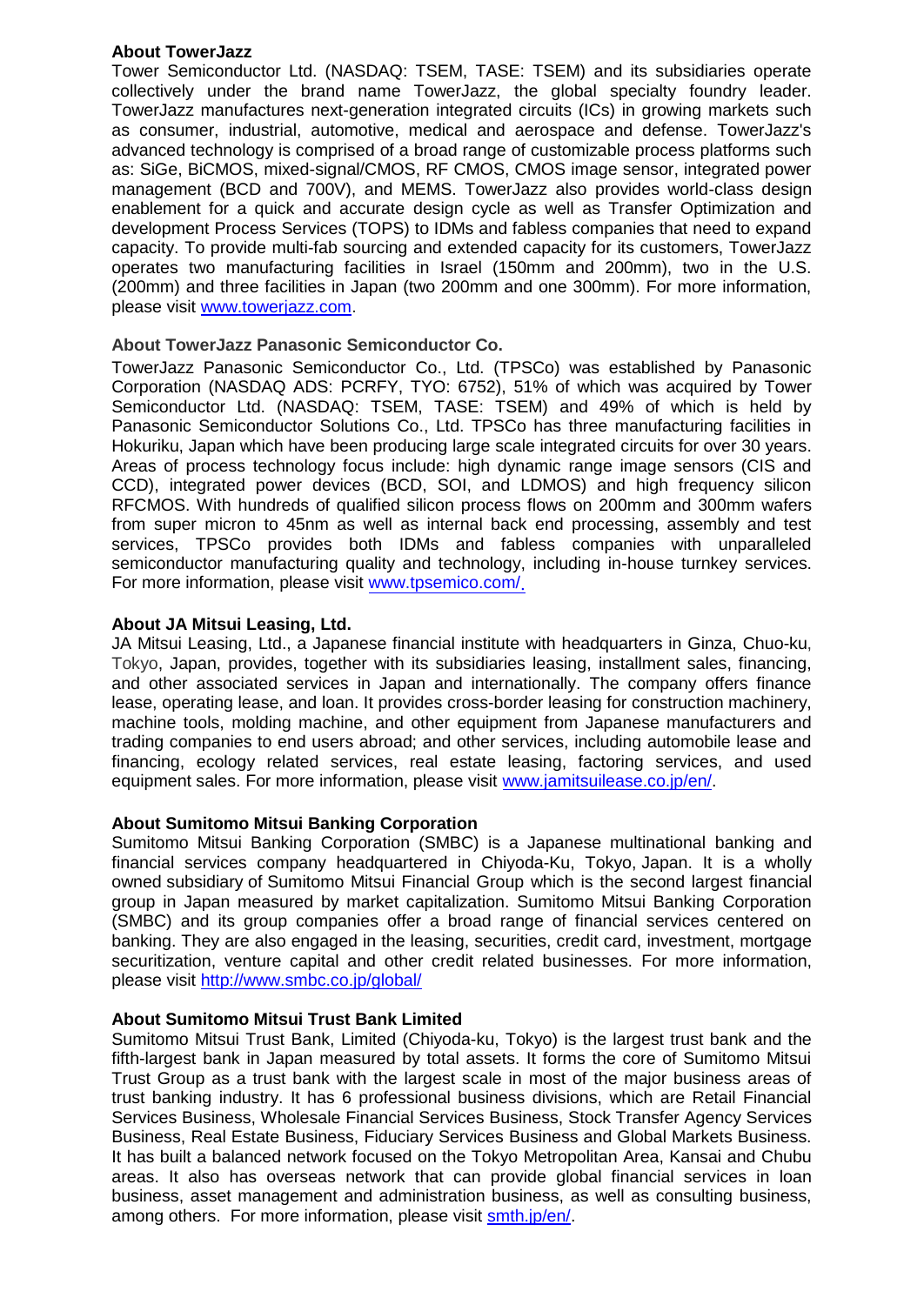**About TowerJazz**

Tower Semiconductor Ltd. (NASDAQ: TSEM, TASE: TSEM) and its subsidiaries operate collectively under the brand name TowerJazz, the global specialty foundry leader. TowerJazz manufactures next-generation integrated circuits (ICs) in growing markets such as consumer, industrial, automotive, medical and aerospace and defense. TowerJazz's advanced technology is comprised of a broad range of customizable process platforms such as: SiGe, BiCMOS, mixed-signal/CMOS, RF CMOS, CMOS image sensor, integrated power management (BCD and 700V), and MEMS. TowerJazz also provides world-class design enablement for a quick and accurate design cycle as well as Transfer Optimization and development Process Services (TOPS) to IDMs and fabless companies that need to expand capacity. To provide multi-fab sourcing and extended capacity for its customers, TowerJazz operates two manufacturing facilities in Israel (150mm and 200mm), two in the U.S. (200mm) and three facilities in Japan (two 200mm and one 300mm). For more information, please visit www.towerjazz.com.

**About TowerJazz Panasonic Semiconductor Co.**

TowerJazz Panasonic Semiconductor Co., Ltd. (TPSCo) was established by Panasonic Corporation (NASDAQ ADS: PCRFY, TYO: 6752), 51% of which was acquired by Tower Semiconductor Ltd. (NASDAQ: TSEM, TASE: TSEM) and 49% of which is held by Panasonic Semiconductor Solutions Co., Ltd. TPSCo has three manufacturing facilities in Hokuriku, Japan which have been producing large scale integrated circuits for over 30 years. Areas of process technology focus include: high dynamic range image sensors (CIS and CCD), integrated power devices (BCD, SOI, and LDMOS) and high frequency silicon RFCMOS. With hundreds of qualified silicon process flows on 200mm and 300mm wafers from super micron to 45nm as well as internal back end processing, assembly and test services, TPSCo provides both IDMs and fabless companies with unparalleled semiconductor manufacturing quality and technology, including in-house turnkey services. For more information, please visit www.tpsemico.com/.

**About JA Mitsui Leasing, Ltd.**

JA Mitsui Leasing, Ltd., a Japanese financial institute with headquarters in Ginza, Chuo-ku, Tokyo, Japan, provides, together with its subsidiaries leasing, installment sales, financing, and other associated services in Japan and internationally. The company offers finance lease, operating lease, and loan. It provides cross-border leasing for construction machinery, machine tools, molding machine, and other equipment from Japanese manufacturers and trading companies to end users abroad; and other services, including automobile lease and financing, ecology related services, real estate leasing, factoring services, and used equipment sales. For more information, please visit www.jamitsuilease.co.jp/en/.

**About Sumitomo Mitsui Banking Corporation**

Sumitomo Mitsui Banking Corporation (SMBC) is a Japanese multinational banking and financial services company headquartered in Chiyoda-Ku, Tokyo, Japan. It is a wholly owned subsidiary of Sumitomo Mitsui Financial Group which is the second largest financial group in Japan measured by market capitalization. Sumitomo Mitsui Banking Corporation (SMBC) and its group companies offer a broad range of financial services centered on banking. They are also engaged in the leasing, securities, credit card, investment, mortgage securitization, venture capital and other credit related businesses. For more information, please visit http://www.smbc.co.jp/global/

**About Sumitomo Mitsui Trust Bank Limited**

Sumitomo Mitsui Trust Bank, Limited (Chiyoda-ku, Tokyo) is the largest trust bank and the fifth-largest bank in Japan measured by total assets. It forms the core of Sumitomo Mitsui Trust Group as a trust bank with the largest scale in most of the major business areas of trust banking industry. It has 6 professional business divisions, which are Retail Financial Services Business, Wholesale Financial Services Business, Stock Transfer Agency Services Business, Real Estate Business, Fiduciary Services Business and Global Markets Business. It has built a balanced network focused on the Tokyo Metropolitan Area, Kansai and Chubu areas. It also has overseas network that can provide global financial services in loan business, asset management and administration business, as well as consulting business, among others. For more information, please visit smth.jp/en/.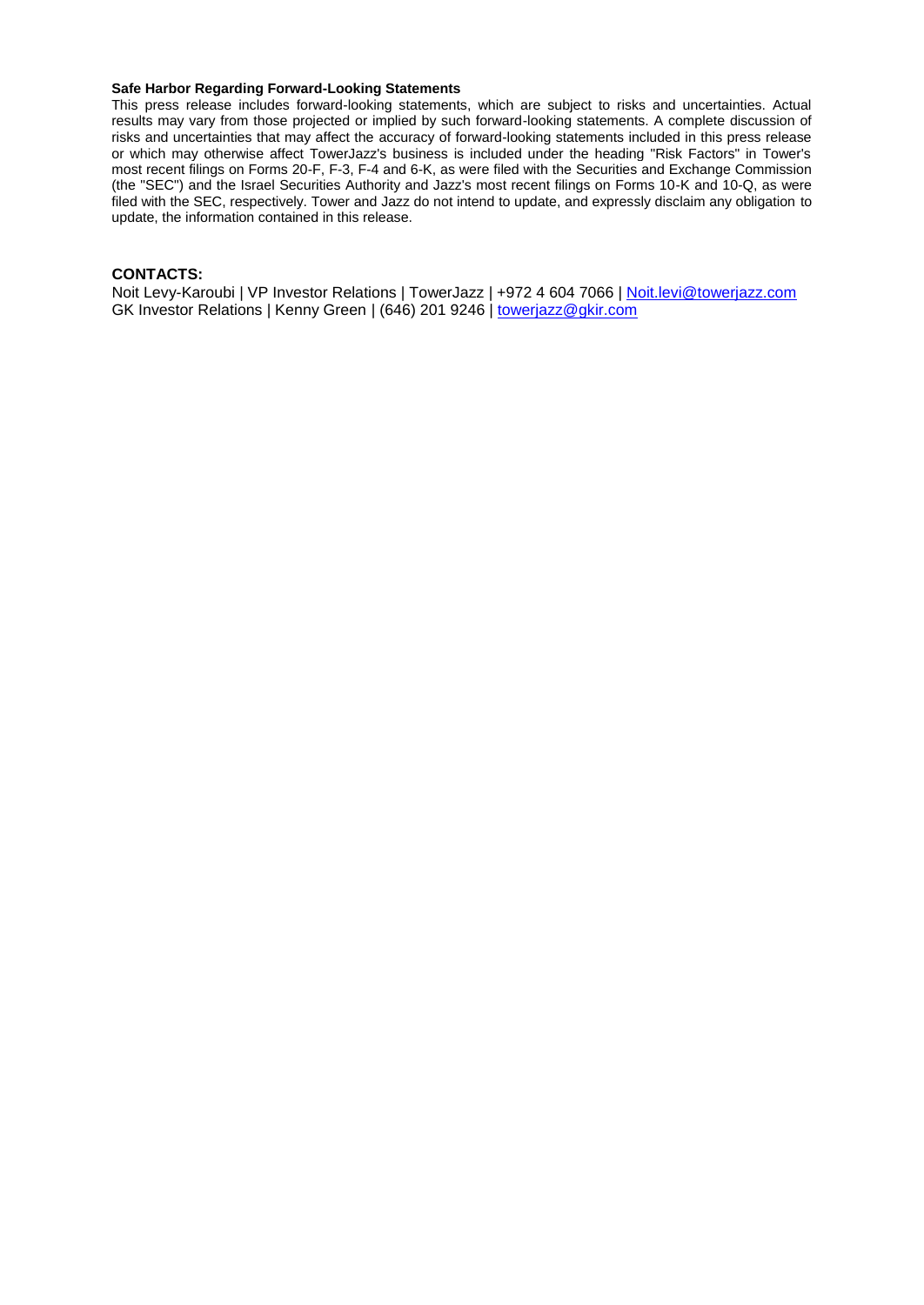**Safe Harbor Regarding Forward-Looking Statements**

This press release includes forward-looking statements, which are subject to risks and uncertainties. Actual results may vary from those projected or implied by such forward-looking statements. A complete discussion of risks and uncertainties that may affect the accuracy of forward-looking statements included in this press release or which may otherwise affect TowerJazz's business is included under the heading "Risk Factors" in Tower's most recent filings on Forms 20-F, F-3, F-4 and 6-K, as were filed with the Securities and Exchange Commission (the "SEC") and the Israel Securities Authority and Jazz's most recent filings on Forms 10-K and 10-Q, as were filed with the SEC, respectively. Tower and Jazz do not intend to update, and expressly disclaim any obligation to update, the information contained in this release.

**CONTACTS:**

Noit Levy-Karoubi | VP Investor Relations | TowerJazz | +972 4 604 7066 | Noit.levi@towerjazz.com
GK Investor Relations | Kenny Green | (646) 201 9246 | towerjazz@gkir.com